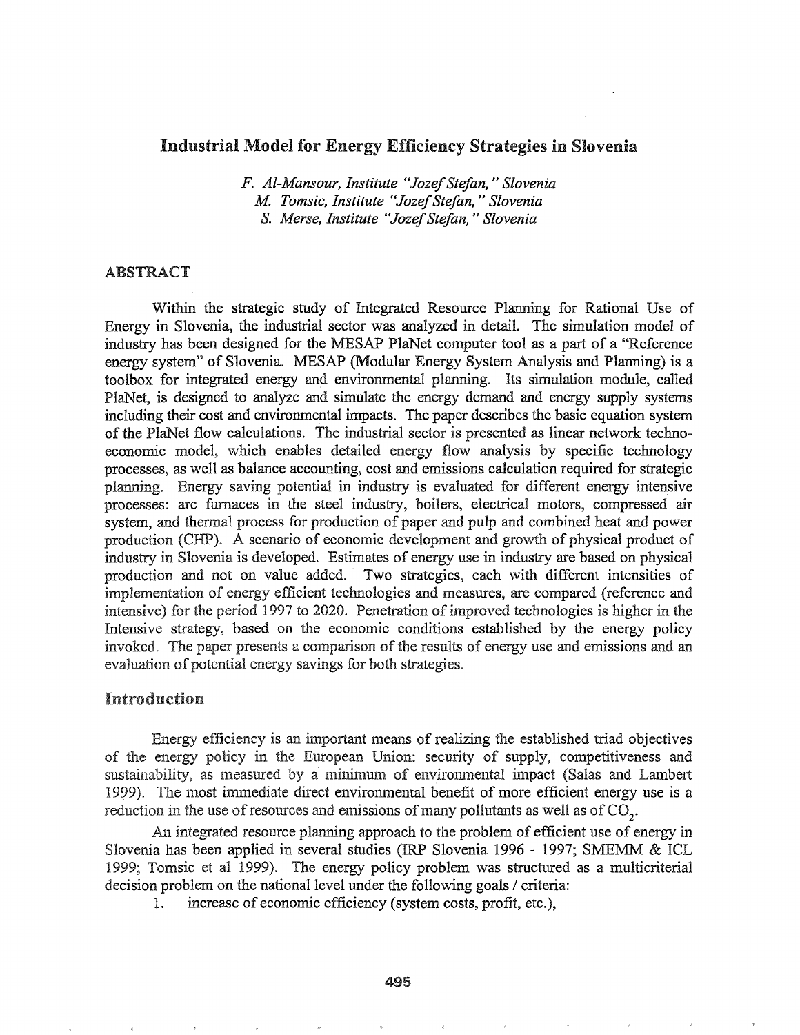# Industrial Model for Energy Efficiency Strategies in Slovenia

*F. Al-Mansour, Institute "Jozef Stefan," Slovenia*
*M. Tomsic, Institute "Jozef Stefan," Slovenia*
*S. Merse, Institute "Jozef Stefan," Slovenia*

## ABSTRACT

Within the strategic study of Integrated Resource Planning for Rational Use of Energy in Slovenia, the industrial sector was analyzed in detail. The simulation model of industry has been designed for the MESAP PlaNet computer tool as a part of a "Reference energy system" of Slovenia. MESAP (Modular Energy System Analysis and Planning) is a toolbox for integrated energy and environmental planning. Its simulation module, called PlaNet, is designed to analyze and simulate the energy demand and energy supply systems including their cost and environmental impacts. The paper describes the basic equation system of the PlaNet flow calculations. The industrial sector is presented as linear network techno-economic model, which enables detailed energy flow analysis by specific technology processes, as well as balance accounting, cost and emissions calculation required for strategic planning. Energy saving potential in industry is evaluated for different energy intensive processes: arc furnaces in the steel industry, boilers, electrical motors, compressed air system, and thermal process for production of paper and pulp and combined heat and power production (CHP). A scenario of economic development and growth of physical product of industry in Slovenia is developed. Estimates of energy use in industry are based on physical production and not on value added. Two strategies, each with different intensities of implementation of energy efficient technologies and measures, are compared (reference and intensive) for the period 1997 to 2020. Penetration of improved technologies is higher in the Intensive strategy, based on the economic conditions established by the energy policy invoked. The paper presents a comparison of the results of energy use and emissions and an evaluation of potential energy savings for both strategies.

## Introduction

Energy efficiency is an important means of realizing the established triad objectives of the energy policy in the European Union: security of supply, competitiveness and sustainability, as measured by a minimum of environmental impact (Salas and Lambert 1999). The most immediate direct environmental benefit of more efficient energy use is a reduction in the use of resources and emissions of many pollutants as well as of $CO_2$.

An integrated resource planning approach to the problem of efficient use of energy in Slovenia has been applied in several studies (IRP Slovenia 1996 - 1997; SMEMM & ICL 1999; Tomsic et al 1999). The energy policy problem was structured as a multicriterial decision problem on the national level under the following goals / criteria:

1. increase of economic efficiency (system costs, profit, etc.),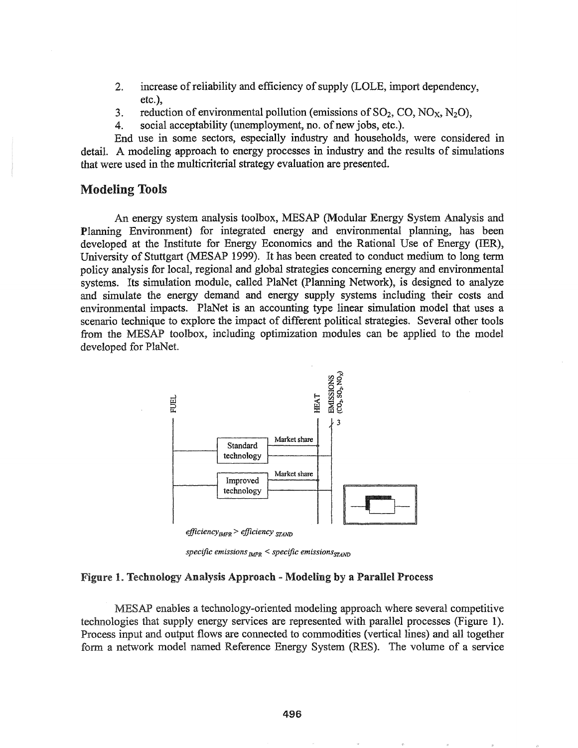2. increase of reliability and efficiency of supply (LOLE, import dependency, etc.),
3. reduction of environmental pollution (emissions of $SO_2$, CO, $NO_X$, $N_2O$),
4. social acceptability (unemployment, no. of new jobs, etc.).

End use in some sectors, especially industry and households, were considered in detail. A modeling approach to energy processes in industry and the results of simulations that were used in the multicriterial strategy evaluation are presented.

## Modeling Tools

An energy system analysis toolbox, MESAP (Modular Energy System Analysis and Planning Environment) for integrated energy and environmental planning, has been developed at the Institute for Energy Economics and the Rational Use of Energy (IER), University of Stuttgart (MESAP 1999). It has been created to conduct medium to long term policy analysis for local, regional and global strategies concerning energy and environmental systems. Its simulation module, called PlaNet (Planning Network), is designed to analyze and simulate the energy demand and energy supply systems including their costs and environmental impacts. PlaNet is an accounting type linear simulation model that uses a scenario technique to explore the impact of different political strategies. Several other tools from the MESAP toolbox, including optimization modules can be applied to the model developed for PlaNet.

FUEL — HEAT — EMISSIONS ($CO_2$, $SO_2$, $NO_X$) 3

Standard technology — Market share

Improved technology — Market share

$efficiency_{IMPR} > efficiency_{STAND}$

$specific\ emissions_{IMPR} < specific\ emissions_{STAND}$

**Figure 1. Technology Analysis Approach - Modeling by a Parallel Process**

MESAP enables a technology-oriented modeling approach where several competitive technologies that supply energy services are represented with parallel processes (Figure 1). Process input and output flows are connected to commodities (vertical lines) and all together form a network model named Reference Energy System (RES). The volume of a service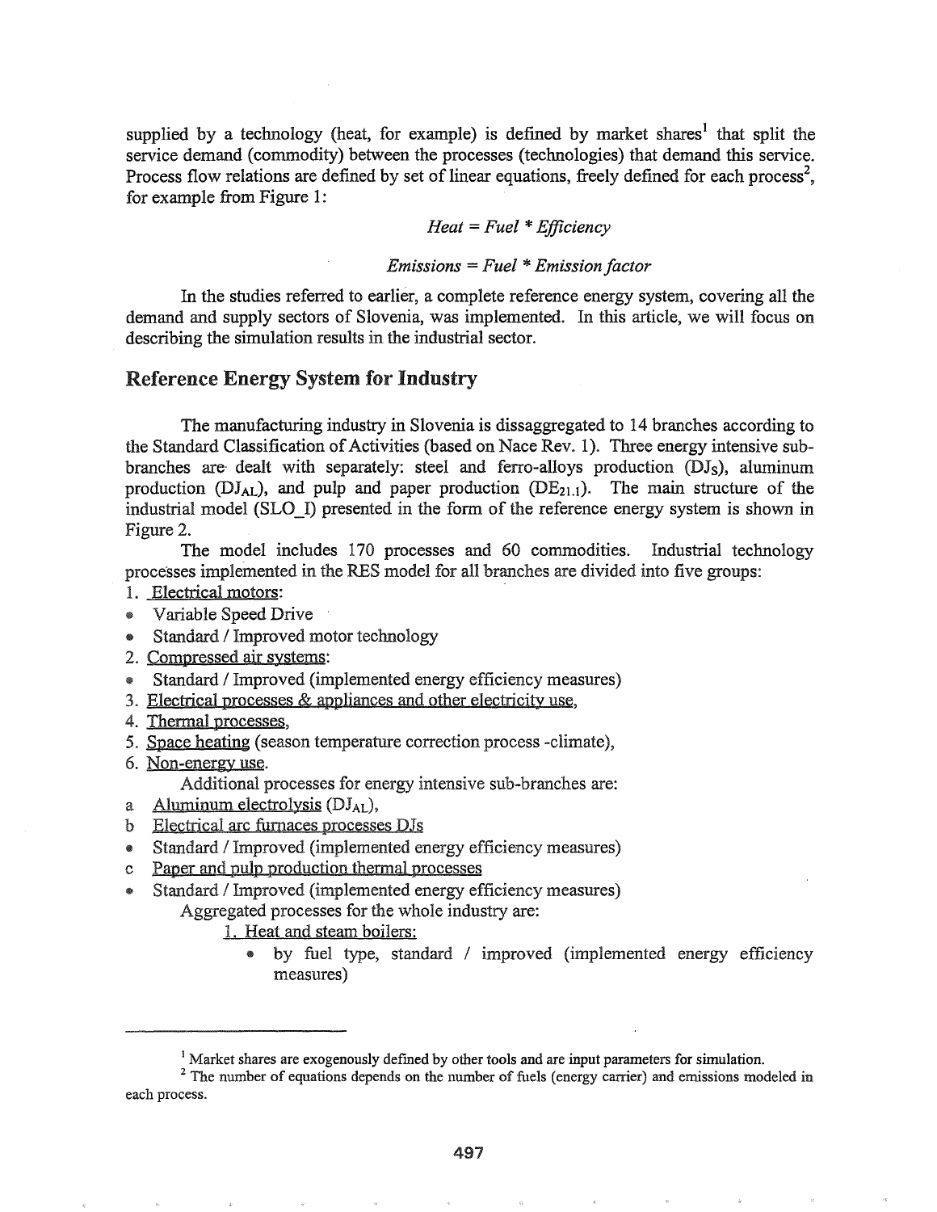supplied by a technology (heat, for example) is defined by market shares[1] that split the service demand (commodity) between the processes (technologies) that demand this service. Process flow relations are defined by set of linear equations, freely defined for each process[2], for example from Figure 1:

$$Heat = Fuel * Efficiency$$

$$Emissions = Fuel * Emission\ factor$$

In the studies referred to earlier, a complete reference energy system, covering all the demand and supply sectors of Slovenia, was implemented. In this article, we will focus on describing the simulation results in the industrial sector.

## Reference Energy System for Industry

The manufacturing industry in Slovenia is dissaggregated to 14 branches according to the Standard Classification of Activities (based on Nace Rev. 1). Three energy intensive sub-branches are dealt with separately: steel and ferro-alloys production ($DJ_S$), aluminum production ($DJ_{AL}$), and pulp and paper production ($DE_{21.1}$). The main structure of the industrial model (SLO_I) presented in the form of the reference energy system is shown in Figure 2.

The model includes 170 processes and 60 commodities. Industrial technology processes implemented in the RES model for all branches are divided into five groups:

1. Electrical motors:
   - Variable Speed Drive
   - Standard / Improved motor technology
2. Compressed air systems:
   - Standard / Improved (implemented energy efficiency measures)
3. Electrical processes & appliances and other electricity use,
4. Thermal processes,
5. Space heating (season temperature correction process -climate),
6. Non-energy use.

Additional processes for energy intensive sub-branches are:

a. Aluminum electrolysis ($DJ_{AL}$),
b. Electrical arc furnaces processes DJs
   - Standard / Improved (implemented energy efficiency measures)
c. Paper and pulp production thermal processes
   - Standard / Improved (implemented energy efficiency measures)

Aggregated processes for the whole industry are:

1. Heat and steam boilers:
   - by fuel type, standard / improved (implemented energy efficiency measures)

---

[1] Market shares are exogenously defined by other tools and are input parameters for simulation.

[2] The number of equations depends on the number of fuels (energy carrier) and emissions modeled in each process.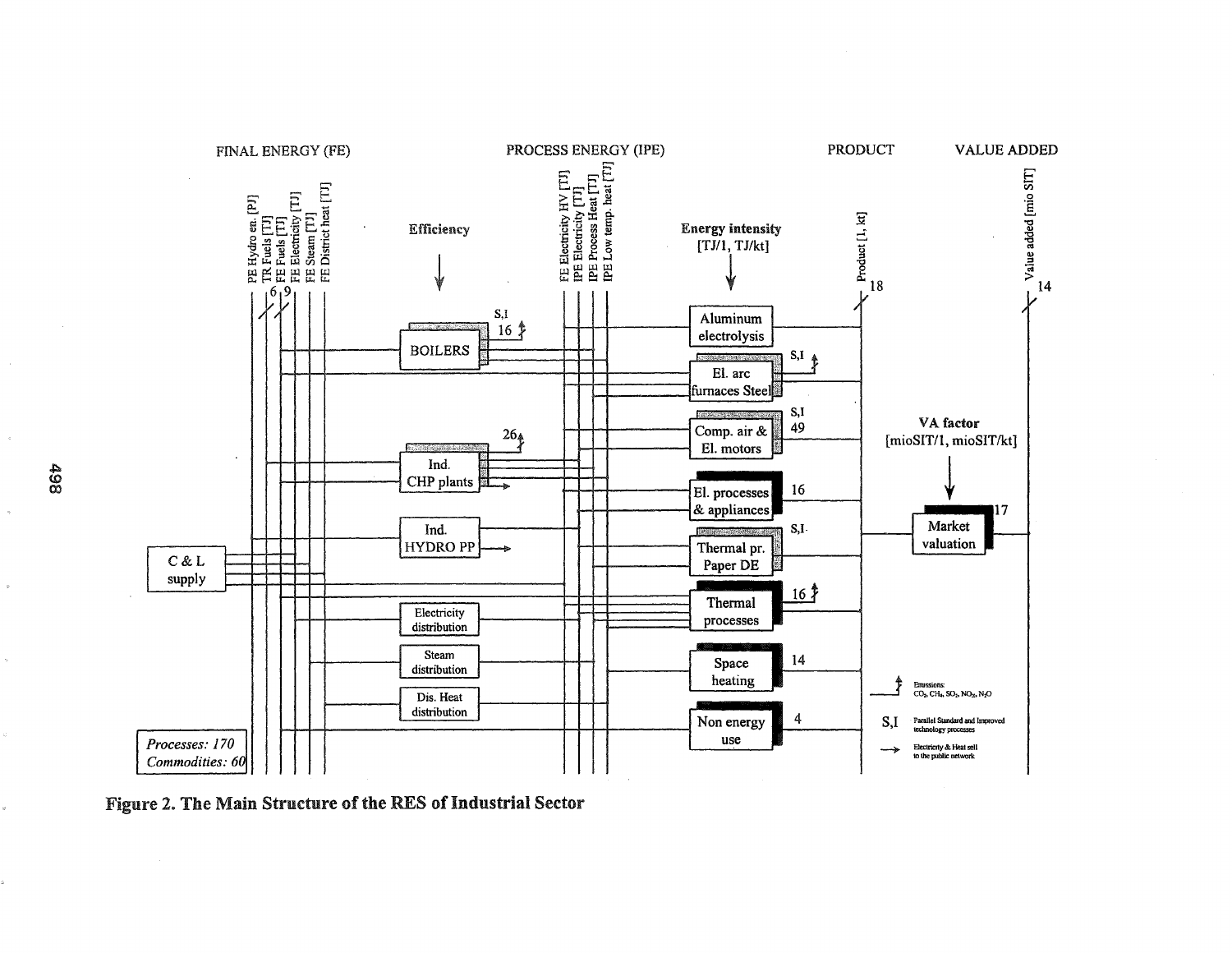**Figure 2. The Main Structure of the RES of Industrial Sector**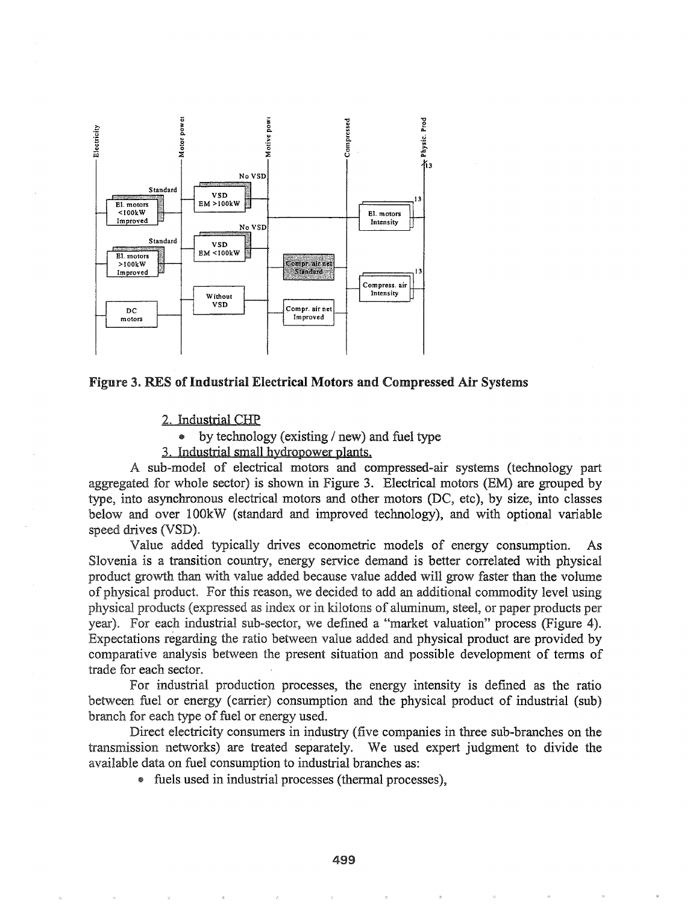**Figure 3. RES of Industrial Electrical Motors and Compressed Air Systems**

2. Industrial CHP
   - by technology (existing / new) and fuel type
3. Industrial small hydropower plants.

A sub-model of electrical motors and compressed-air systems (technology part aggregated for whole sector) is shown in Figure 3. Electrical motors (EM) are grouped by type, into asynchronous electrical motors and other motors (DC, etc), by size, into classes below and over 100kW (standard and improved technology), and with optional variable speed drives (VSD).

Value added typically drives econometric models of energy consumption. As Slovenia is a transition country, energy service demand is better correlated with physical product growth than with value added because value added will grow faster than the volume of physical product. For this reason, we decided to add an additional commodity level using physical products (expressed as index or in kilotons of aluminum, steel, or paper products per year). For each industrial sub-sector, we defined a "market valuation" process (Figure 4). Expectations regarding the ratio between value added and physical product are provided by comparative analysis between the present situation and possible development of terms of trade for each sector.

For industrial production processes, the energy intensity is defined as the ratio between fuel or energy (carrier) consumption and the physical product of industrial (sub) branch for each type of fuel or energy used.

Direct electricity consumers in industry (five companies in three sub-branches on the transmission networks) are treated separately. We used expert judgment to divide the available data on fuel consumption to industrial branches as:

- fuels used in industrial processes (thermal processes),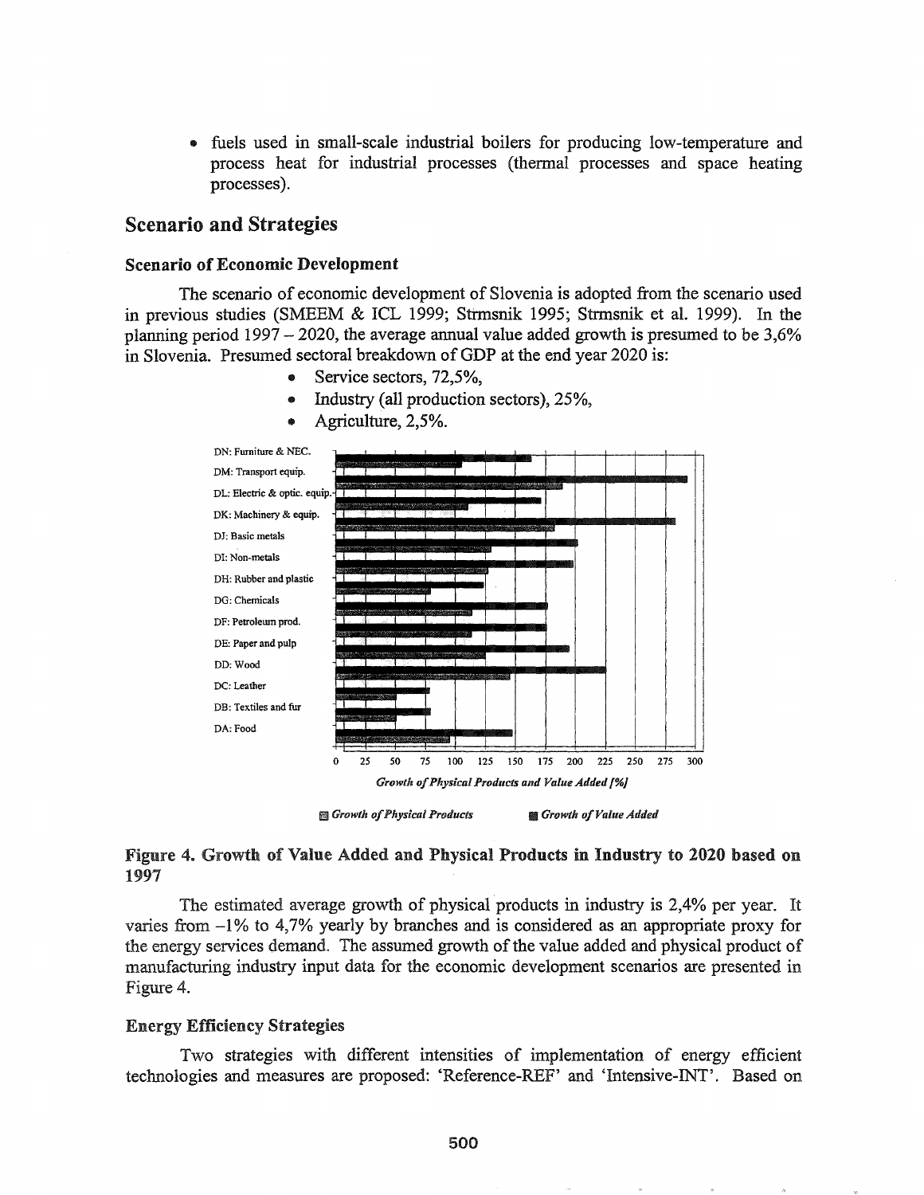- fuels used in small-scale industrial boilers for producing low-temperature and process heat for industrial processes (thermal processes and space heating processes).

## Scenario and Strategies

### Scenario of Economic Development

The scenario of economic development of Slovenia is adopted from the scenario used in previous studies (SMEEM & ICL 1999; Strmsnik 1995; Strmsnik et al. 1999). In the planning period 1997 – 2020, the average annual value added growth is presumed to be 3,6% in Slovenia. Presumed sectoral breakdown of GDP at the end year 2020 is:

- Service sectors, 72,5%,
- Industry (all production sectors), 25%,
- Agriculture, 2,5%.

**Figure 4. Growth of Value Added and Physical Products in Industry to 2020 based on 1997**

The estimated average growth of physical products in industry is 2,4% per year. It varies from –1% to 4,7% yearly by branches and is considered as an appropriate proxy for the energy services demand. The assumed growth of the value added and physical product of manufacturing industry input data for the economic development scenarios are presented in Figure 4.

### Energy Efficiency Strategies

Two strategies with different intensities of implementation of energy efficient technologies and measures are proposed: 'Reference-REF' and 'Intensive-INT'. Based on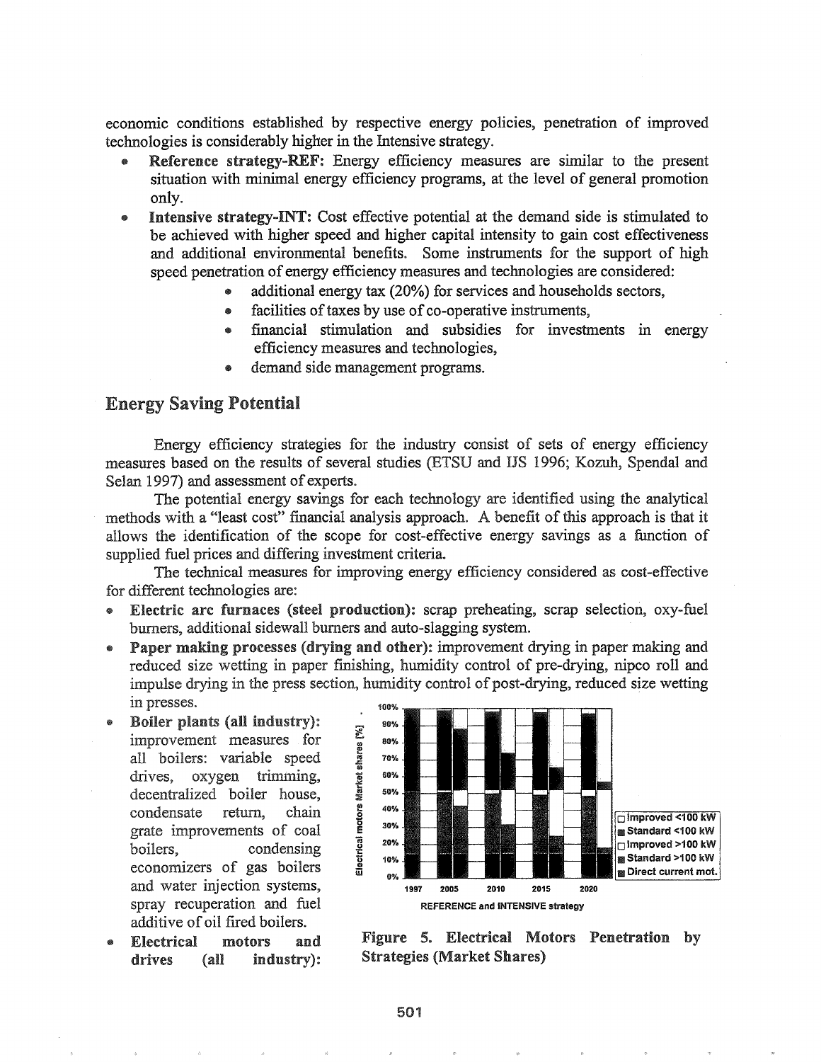economic conditions established by respective energy policies, penetration of improved technologies is considerably higher in the Intensive strategy.

- **Reference strategy-REF:** Energy efficiency measures are similar to the present situation with minimal energy efficiency programs, at the level of general promotion only.
- **Intensive strategy-INT:** Cost effective potential at the demand side is stimulated to be achieved with higher speed and higher capital intensity to gain cost effectiveness and additional environmental benefits. Some instruments for the support of high speed penetration of energy efficiency measures and technologies are considered:
  - additional energy tax (20%) for services and households sectors,
  - facilities of taxes by use of co-operative instruments,
  - financial stimulation and subsidies for investments in energy efficiency measures and technologies,
  - demand side management programs.

## Energy Saving Potential

Energy efficiency strategies for the industry consist of sets of energy efficiency measures based on the results of several studies (ETSU and IJS 1996; Kozuh, Spendal and Selan 1997) and assessment of experts.

The potential energy savings for each technology are identified using the analytical methods with a "least cost" financial analysis approach. A benefit of this approach is that it allows the identification of the scope for cost-effective energy savings as a function of supplied fuel prices and differing investment criteria.

The technical measures for improving energy efficiency considered as cost-effective for different technologies are:

- **Electric arc furnaces (steel production):** scrap preheating, scrap selection, oxy-fuel burners, additional sidewall burners and auto-slagging system.
- **Paper making processes (drying and other):** improvement drying in paper making and reduced size wetting in paper finishing, humidity control of pre-drying, nipco roll and impulse drying in the press section, humidity control of post-drying, reduced size wetting in presses.
- **Boiler plants (all industry):** improvement measures for all boilers: variable speed drives, oxygen trimming, decentralized boiler house, condensate return, chain grate improvements of coal boilers, condensing economizers of gas boilers and water injection systems, spray recuperation and fuel additive of oil fired boilers.
- **Electrical motors and drives (all industry):**

**Figure 5. Electrical Motors Penetration by Strategies (Market Shares)**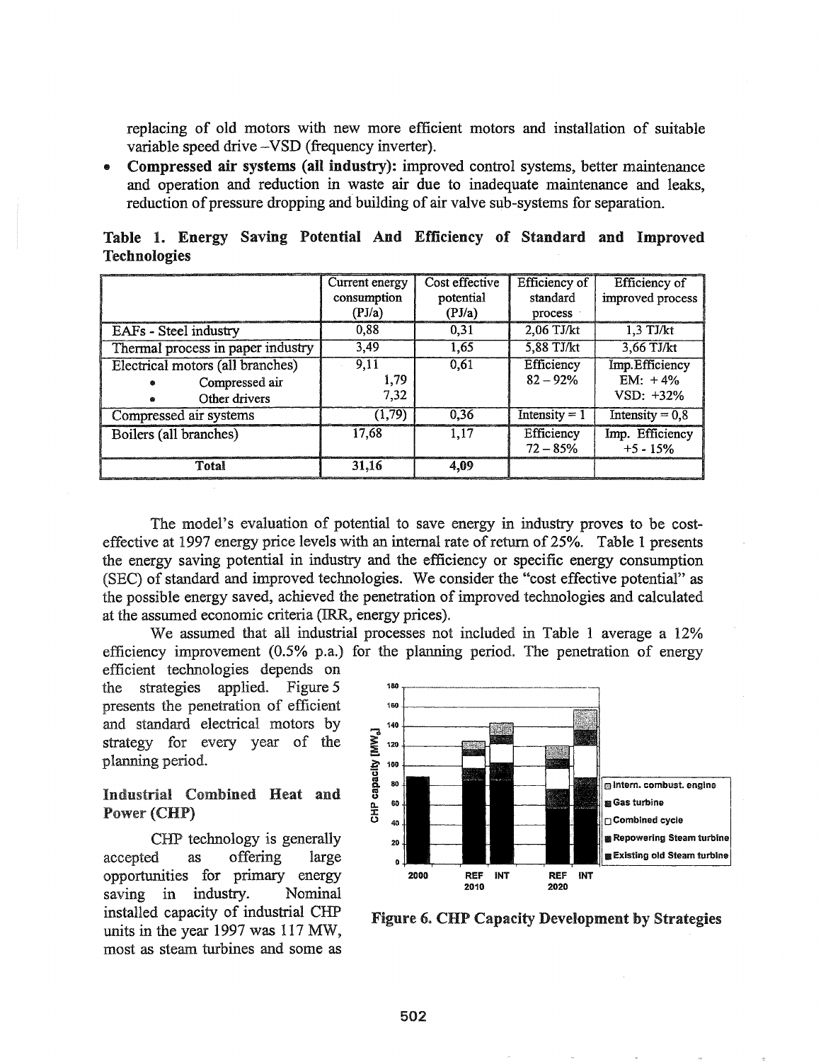replacing of old motors with new more efficient motors and installation of suitable variable speed drive –VSD (frequency inverter).

- **Compressed air systems (all industry):** improved control systems, better maintenance and operation and reduction in waste air due to inadequate maintenance and leaks, reduction of pressure dropping and building of air valve sub-systems for separation.

**Table 1. Energy Saving Potential And Efficiency of Standard and Improved Technologies**

| | Current energy consumption (PJ/a) | Cost effective potential (PJ/a) | Efficiency of standard process | Efficiency of improved process |
|---|---|---|---|---|
| EAFs - Steel industry | 0,88 | 0,31 | 2,06 TJ/kt | 1,3 TJ/kt |
| Thermal process in paper industry | 3,49 | 1,65 | 5,88 TJ/kt | 3,66 TJ/kt |
| Electrical motors (all branches)<br>• Compressed air<br>• Other drivers | 9,11<br>1,79<br>7,32 | 0,61 | Efficiency 82 – 92% | Imp.Efficiency EM: + 4% VSD: +32% |
| Compressed air systems | (1,79) | 0,36 | Intensity = 1 | Intensity = 0,8 |
| Boilers (all branches) | 17,68 | 1,17 | Efficiency 72 – 85% | Imp. Efficiency +5 - 15% |
| **Total** | **31,16** | **4,09** | | |

The model's evaluation of potential to save energy in industry proves to be cost-effective at 1997 energy price levels with an internal rate of return of 25%. Table 1 presents the energy saving potential in industry and the efficiency or specific energy consumption (SEC) of standard and improved technologies. We consider the "cost effective potential" as the possible energy saved, achieved the penetration of improved technologies and calculated at the assumed economic criteria (IRR, energy prices).

We assumed that all industrial processes not included in Table 1 average a 12% efficiency improvement (0.5% p.a.) for the planning period. The penetration of energy efficient technologies depends on the strategies applied. Figure 5 presents the penetration of efficient and standard electrical motors by strategy for every year of the planning period.

## Industrial Combined Heat and Power (CHP)

CHP technology is generally accepted as offering large opportunities for primary energy saving in industry. Nominal installed capacity of industrial CHP units in the year 1997 was 117 MW, most as steam turbines and some as

**Figure 6. CHP Capacity Development by Strategies**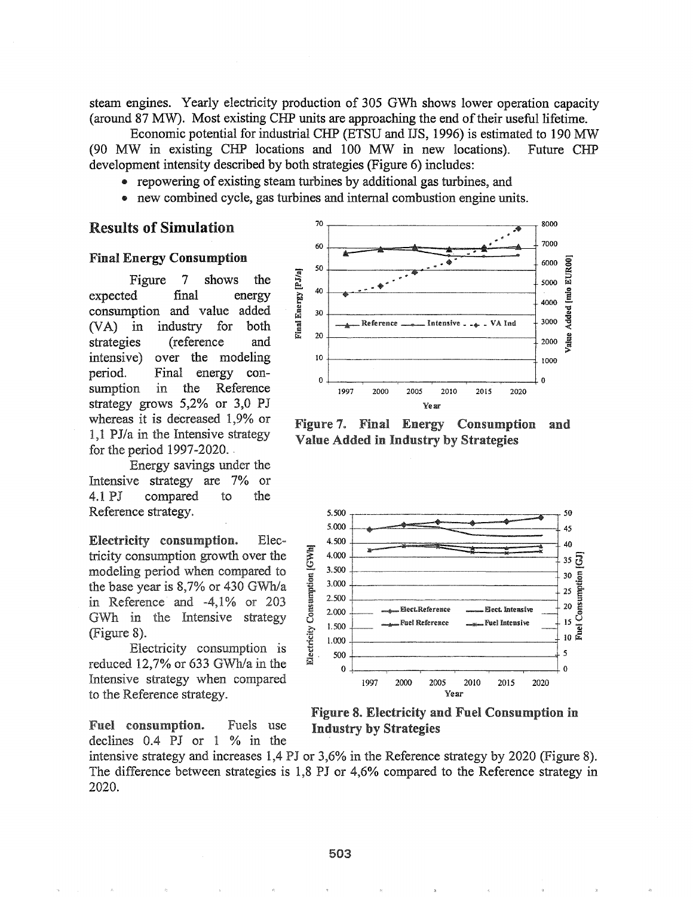steam engines. Yearly electricity production of 305 GWh shows lower operation capacity (around 87 MW). Most existing CHP units are approaching the end of their useful lifetime.

Economic potential for industrial CHP (ETSU and IJS, 1996) is estimated to 190 MW (90 MW in existing CHP locations and 100 MW in new locations). Future CHP development intensity described by both strategies (Figure 6) includes:

- repowering of existing steam turbines by additional gas turbines, and
- new combined cycle, gas turbines and internal combustion engine units.

## Results of Simulation

### Final Energy Consumption

Figure 7 shows the expected final energy consumption and value added (VA) in industry for both strategies (reference and intensive) over the modeling period. Final energy consumption in the Reference strategy grows 5,2% or 3,0 PJ whereas it is decreased 1,9% or 1,1 PJ/a in the Intensive strategy for the period 1997-2020.

Energy savings under the Intensive strategy are 7% or 4.1 PJ compared to the Reference strategy.

**Figure 7. Final Energy Consumption and Value Added in Industry by Strategies**

**Electricity consumption.** Electricity consumption growth over the modeling period when compared to the base year is 8,7% or 430 GWh/a in Reference and -4,1% or 203 GWh in the Intensive strategy (Figure 8).

Electricity consumption is reduced 12,7% or 633 GWh/a in the Intensive strategy when compared to the Reference strategy.

**Figure 8. Electricity and Fuel Consumption in Industry by Strategies**

**Fuel consumption.** Fuels use declines 0.4 PJ or 1 % in the intensive strategy and increases 1,4 PJ or 3,6% in the Reference strategy by 2020 (Figure 8). The difference between strategies is 1,8 PJ or 4,6% compared to the Reference strategy in 2020.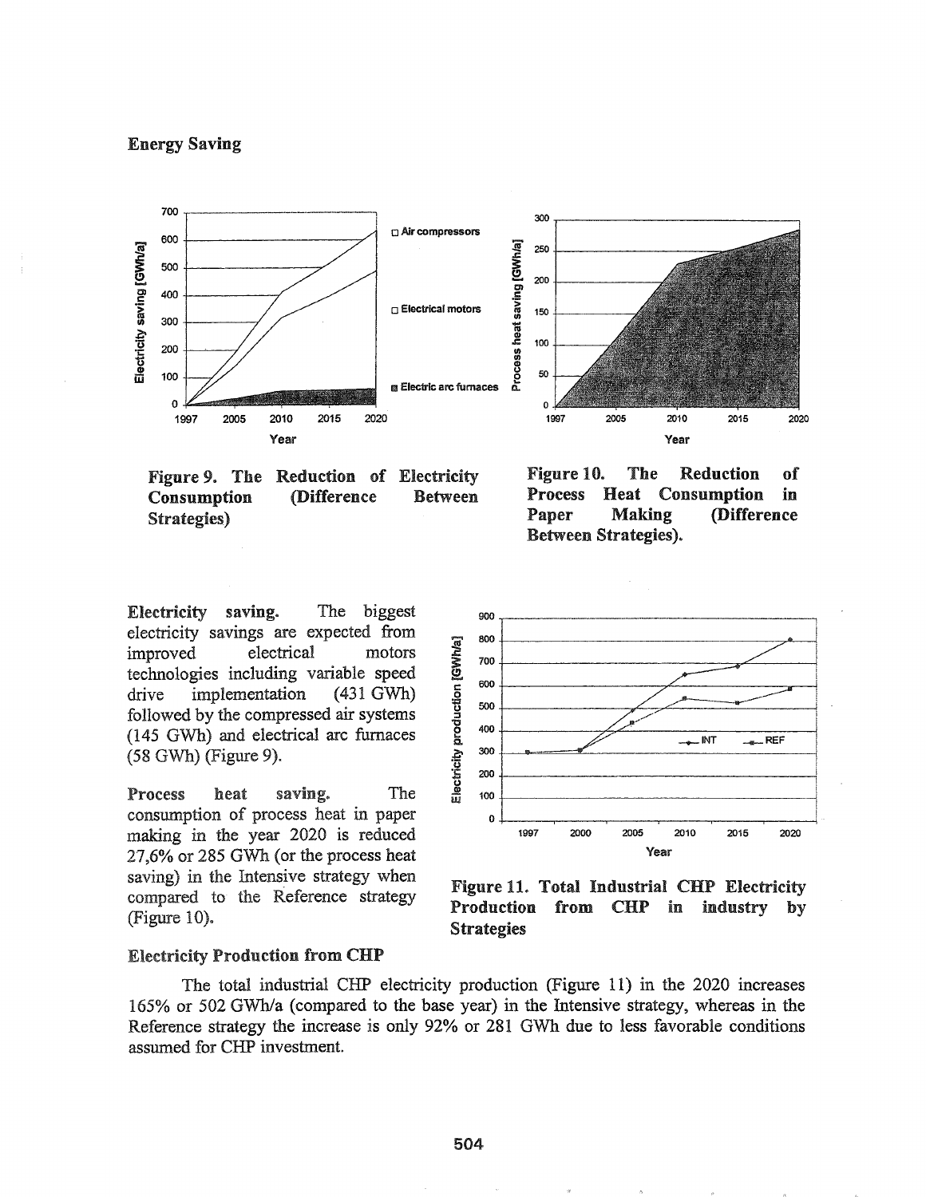## Energy Saving

Figure 9. The Reduction of Electricity Consumption (Difference Between Strategies)

Figure 10. The Reduction of Process Heat Consumption in Paper Making (Difference Between Strategies).

**Electricity saving.** The biggest electricity savings are expected from improved electrical motors technologies including variable speed drive implementation (431 GWh) followed by the compressed air systems (145 GWh) and electrical arc furnaces (58 GWh) (Figure 9).

**Process heat saving.** The consumption of process heat in paper making in the year 2020 is reduced 27,6% or 285 GWh (or the process heat saving) in the Intensive strategy when compared to the Reference strategy (Figure 10).

Figure 11. Total Industrial CHP Electricity Production from CHP in industry by Strategies

## Electricity Production from CHP

The total industrial CHP electricity production (Figure 11) in the 2020 increases 165% or 502 GWh/a (compared to the base year) in the Intensive strategy, whereas in the Reference strategy the increase is only 92% or 281 GWh due to less favorable conditions assumed for CHP investment.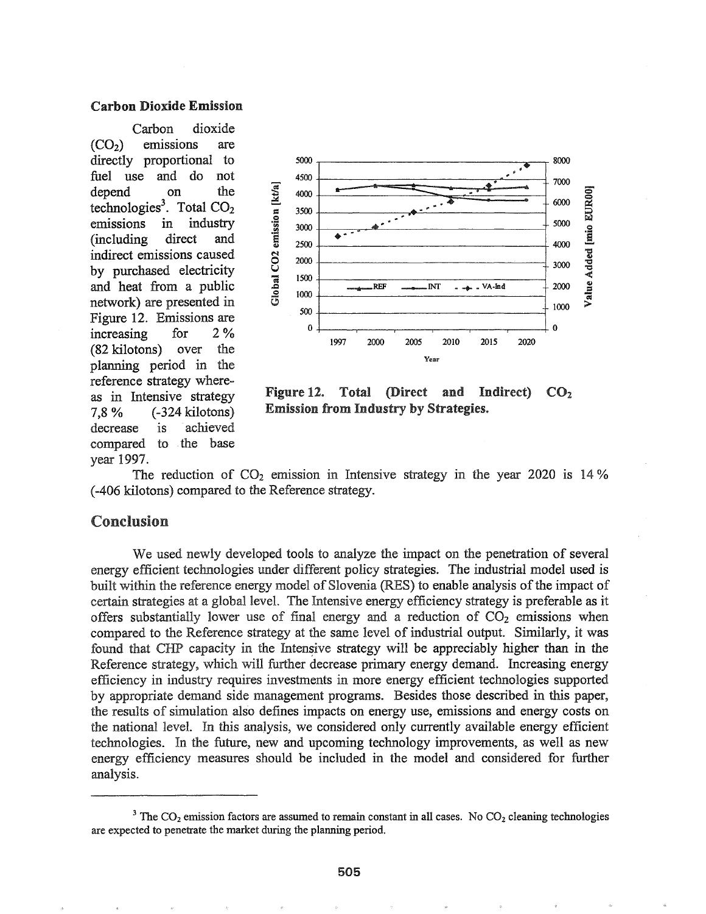### Carbon Dioxide Emission

Carbon dioxide ($CO_2$) emissions are directly proportional to fuel use and do not depend on the technologies[3]. Total $CO_2$ emissions in industry (including direct and indirect emissions caused by purchased electricity and heat from a public network) are presented in Figure 12. Emissions are increasing for 2 % (82 kilotons) over the planning period in the reference strategy where-as in Intensive strategy 7,8 % (-324 kilotons) decrease is achieved compared to the base year 1997.

**Figure 12. Total (Direct and Indirect) $CO_2$ Emission from Industry by Strategies.**

The reduction of $CO_2$ emission in Intensive strategy in the year 2020 is 14 % (-406 kilotons) compared to the Reference strategy.

## Conclusion

We used newly developed tools to analyze the impact on the penetration of several energy efficient technologies under different policy strategies. The industrial model used is built within the reference energy model of Slovenia (RES) to enable analysis of the impact of certain strategies at a global level. The Intensive energy efficiency strategy is preferable as it offers substantially lower use of final energy and a reduction of $CO_2$ emissions when compared to the Reference strategy at the same level of industrial output. Similarly, it was found that CHP capacity in the Intensive strategy will be appreciably higher than in the Reference strategy, which will further decrease primary energy demand. Increasing energy efficiency in industry requires investments in more energy efficient technologies supported by appropriate demand side management programs. Besides those described in this paper, the results of simulation also defines impacts on energy use, emissions and energy costs on the national level. In this analysis, we considered only currently available energy efficient technologies. In the future, new and upcoming technology improvements, as well as new energy efficiency measures should be included in the model and considered for further analysis.

---

[3] The $CO_2$ emission factors are assumed to remain constant in all cases. No $CO_2$ cleaning technologies are expected to penetrate the market during the planning period.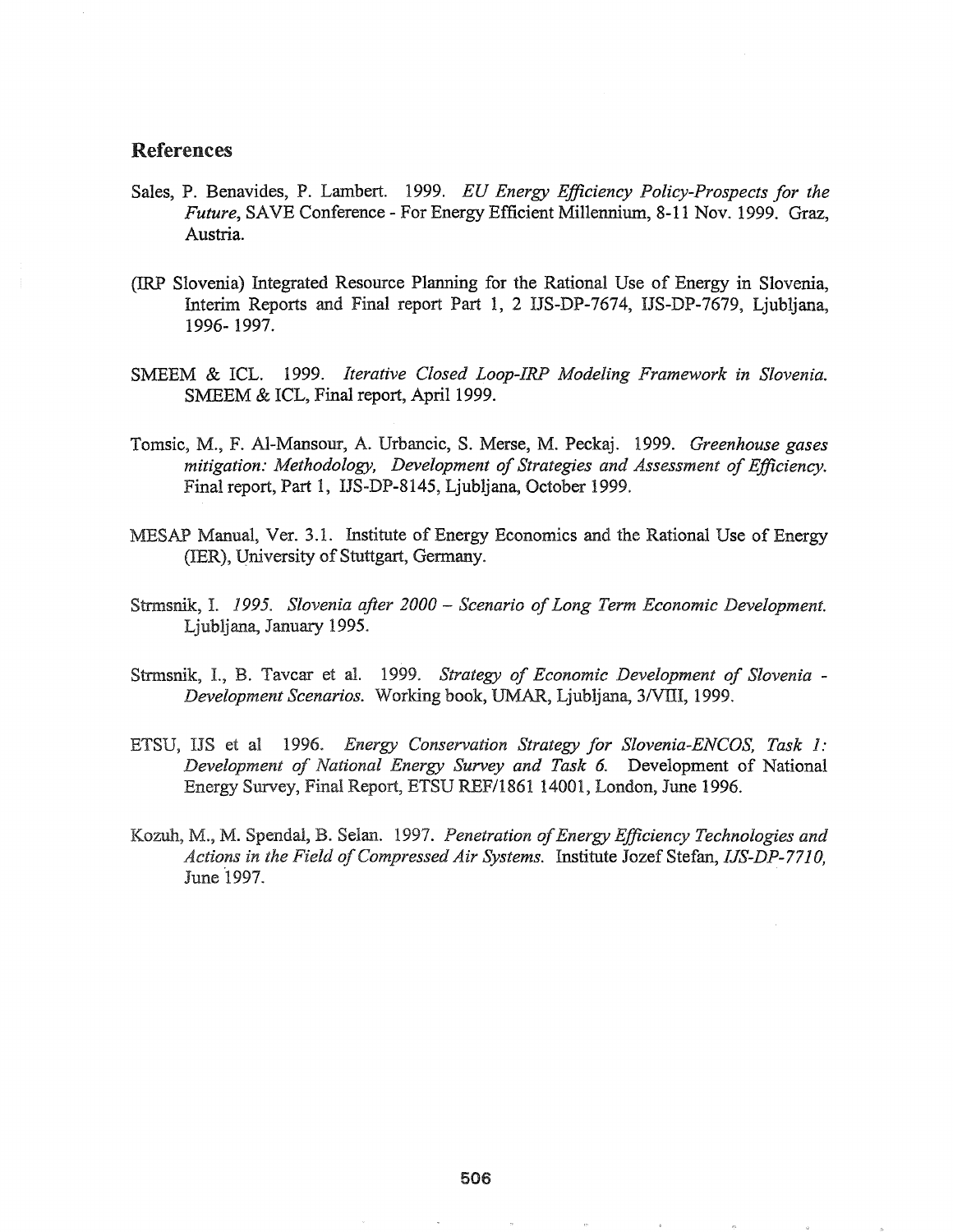## References

Sales, P. Benavides, P. Lambert. 1999. *EU Energy Efficiency Policy-Prospects for the Future*, SAVE Conference - For Energy Efficient Millennium, 8-11 Nov. 1999. Graz, Austria.

(IRP Slovenia) Integrated Resource Planning for the Rational Use of Energy in Slovenia, Interim Reports and Final report Part 1, 2 IJS-DP-7674, IJS-DP-7679, Ljubljana, 1996- 1997.

SMEEM & ICL. 1999. *Iterative Closed Loop-IRP Modeling Framework in Slovenia.* SMEEM & ICL, Final report, April 1999.

Tomsic, M., F. Al-Mansour, A. Urbancic, S. Merse, M. Peckaj. 1999. *Greenhouse gases mitigation: Methodology, Development of Strategies and Assessment of Efficiency.* Final report, Part 1, IJS-DP-8145, Ljubljana, October 1999.

MESAP Manual, Ver. 3.1. Institute of Energy Economics and the Rational Use of Energy (IER), University of Stuttgart, Germany.

Strmsnik, I. *1995. Slovenia after 2000 – Scenario of Long Term Economic Development.* Ljubljana, January 1995.

Strmsnik, I., B. Tavcar et al. 1999. *Strategy of Economic Development of Slovenia - Development Scenarios.* Working book, UMAR, Ljubljana, 3/VIII, 1999.

ETSU, IJS et al 1996. *Energy Conservation Strategy for Slovenia-ENCOS, Task 1: Development of National Energy Survey and Task 6.* Development of National Energy Survey, Final Report, ETSU REF/1861 14001, London, June 1996.

Kozuh, M., M. Spendal, B. Selan. 1997. *Penetration of Energy Efficiency Technologies and Actions in the Field of Compressed Air Systems.* Institute Jozef Stefan, *IJS-DP-7710,* June 1997.